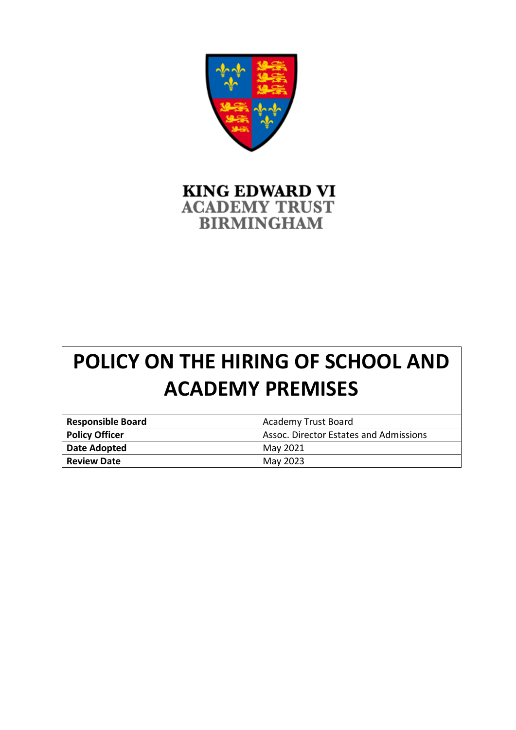KING EDWARD VI
ACADEMY TRUST
BIRMINGHAM

# POLICY ON THE HIRING OF SCHOOL AND ACADEMY PREMISES

| | |
|---|---|
| **Responsible Board** | Academy Trust Board |
| **Policy Officer** | Assoc. Director Estates and Admissions |
| **Date Adopted** | May 2021 |
| **Review Date** | May 2023 |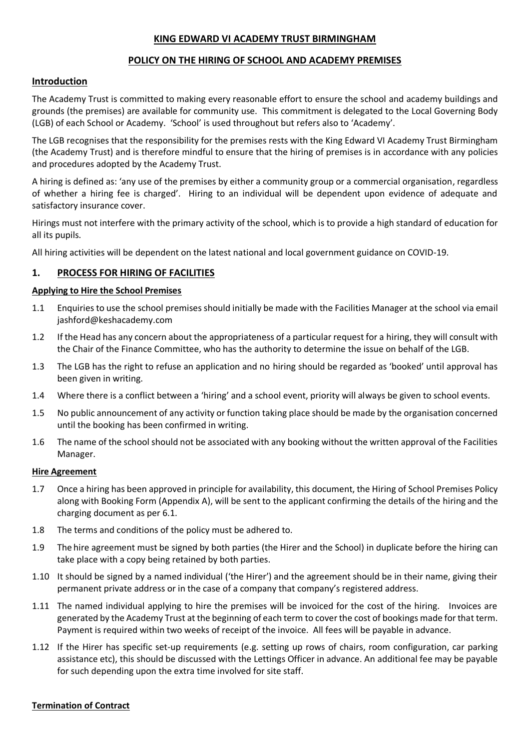**KING EDWARD VI ACADEMY TRUST BIRMINGHAM**

**POLICY ON THE HIRING OF SCHOOL AND ACADEMY PREMISES**

## Introduction

The Academy Trust is committed to making every reasonable effort to ensure the school and academy buildings and grounds (the premises) are available for community use. This commitment is delegated to the Local Governing Body (LGB) of each School or Academy. 'School' is used throughout but refers also to 'Academy'.

The LGB recognises that the responsibility for the premises rests with the King Edward VI Academy Trust Birmingham (the Academy Trust) and is therefore mindful to ensure that the hiring of premises is in accordance with any policies and procedures adopted by the Academy Trust.

A hiring is defined as: 'any use of the premises by either a community group or a commercial organisation, regardless of whether a hiring fee is charged'. Hiring to an individual will be dependent upon evidence of adequate and satisfactory insurance cover.

Hirings must not interfere with the primary activity of the school, which is to provide a high standard of education for all its pupils.

All hiring activities will be dependent on the latest national and local government guidance on COVID-19.

## 1. PROCESS FOR HIRING OF FACILITIES

### Applying to Hire the School Premises

1.1 Enquiries to use the school premises should initially be made with the Facilities Manager at the school via email jashford@keshacademy.com

1.2 If the Head has any concern about the appropriateness of a particular request for a hiring, they will consult with the Chair of the Finance Committee, who has the authority to determine the issue on behalf of the LGB.

1.3 The LGB has the right to refuse an application and no hiring should be regarded as 'booked' until approval has been given in writing.

1.4 Where there is a conflict between a 'hiring' and a school event, priority will always be given to school events.

1.5 No public announcement of any activity or function taking place should be made by the organisation concerned until the booking has been confirmed in writing.

1.6 The name of the school should not be associated with any booking without the written approval of the Facilities Manager.

### Hire Agreement

1.7 Once a hiring has been approved in principle for availability, this document, the Hiring of School Premises Policy along with Booking Form (Appendix A), will be sent to the applicant confirming the details of the hiring and the charging document as per 6.1.

1.8 The terms and conditions of the policy must be adhered to.

1.9 The hire agreement must be signed by both parties (the Hirer and the School) in duplicate before the hiring can take place with a copy being retained by both parties.

1.10 It should be signed by a named individual ('the Hirer') and the agreement should be in their name, giving their permanent private address or in the case of a company that company's registered address.

1.11 The named individual applying to hire the premises will be invoiced for the cost of the hiring. Invoices are generated by the Academy Trust at the beginning of each term to cover the cost of bookings made for that term. Payment is required within two weeks of receipt of the invoice. All fees will be payable in advance.

1.12 If the Hirer has specific set-up requirements (e.g. setting up rows of chairs, room configuration, car parking assistance etc), this should be discussed with the Lettings Officer in advance. An additional fee may be payable for such depending upon the extra time involved for site staff.

### Termination of Contract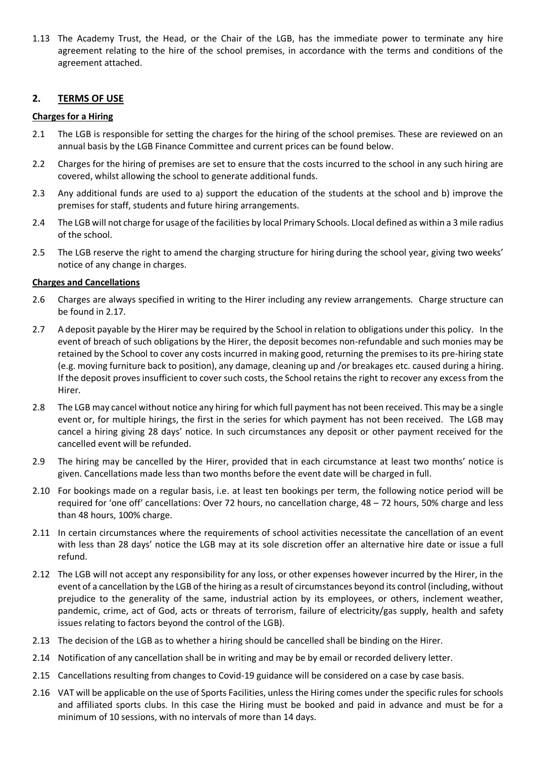1.13 The Academy Trust, the Head, or the Chair of the LGB, has the immediate power to terminate any hire agreement relating to the hire of the school premises, in accordance with the terms and conditions of the agreement attached.

## 2. TERMS OF USE

**Charges for a Hiring**

2.1 The LGB is responsible for setting the charges for the hiring of the school premises. These are reviewed on an annual basis by the LGB Finance Committee and current prices can be found below.

2.2 Charges for the hiring of premises are set to ensure that the costs incurred to the school in any such hiring are covered, whilst allowing the school to generate additional funds.

2.3 Any additional funds are used to a) support the education of the students at the school and b) improve the premises for staff, students and future hiring arrangements.

2.4 The LGB will not charge for usage of the facilities by local Primary Schools. Llocal defined as within a 3 mile radius of the school.

2.5 The LGB reserve the right to amend the charging structure for hiring during the school year, giving two weeks' notice of any change in charges.

**Charges and Cancellations**

2.6 Charges are always specified in writing to the Hirer including any review arrangements. Charge structure can be found in 2.17.

2.7 A deposit payable by the Hirer may be required by the School in relation to obligations under this policy. In the event of breach of such obligations by the Hirer, the deposit becomes non-refundable and such monies may be retained by the School to cover any costs incurred in making good, returning the premises to its pre-hiring state (e.g. moving furniture back to position), any damage, cleaning up and /or breakages etc. caused during a hiring. If the deposit proves insufficient to cover such costs, the School retains the right to recover any excess from the Hirer.

2.8 The LGB may cancel without notice any hiring for which full payment has not been received. This may be a single event or, for multiple hirings, the first in the series for which payment has not been received. The LGB may cancel a hiring giving 28 days' notice. In such circumstances any deposit or other payment received for the cancelled event will be refunded.

2.9 The hiring may be cancelled by the Hirer, provided that in each circumstance at least two months' notice is given. Cancellations made less than two months before the event date will be charged in full.

2.10 For bookings made on a regular basis, i.e. at least ten bookings per term, the following notice period will be required for 'one off' cancellations: Over 72 hours, no cancellation charge, 48 – 72 hours, 50% charge and less than 48 hours, 100% charge.

2.11 In certain circumstances where the requirements of school activities necessitate the cancellation of an event with less than 28 days' notice the LGB may at its sole discretion offer an alternative hire date or issue a full refund.

2.12 The LGB will not accept any responsibility for any loss, or other expenses however incurred by the Hirer, in the event of a cancellation by the LGB of the hiring as a result of circumstances beyond its control (including, without prejudice to the generality of the same, industrial action by its employees, or others, inclement weather, pandemic, crime, act of God, acts or threats of terrorism, failure of electricity/gas supply, health and safety issues relating to factors beyond the control of the LGB).

2.13 The decision of the LGB as to whether a hiring should be cancelled shall be binding on the Hirer.

2.14 Notification of any cancellation shall be in writing and may be by email or recorded delivery letter.

2.15 Cancellations resulting from changes to Covid-19 guidance will be considered on a case by case basis.

2.16 VAT will be applicable on the use of Sports Facilities, unless the Hiring comes under the specific rules for schools and affiliated sports clubs. In this case the Hiring must be booked and paid in advance and must be for a minimum of 10 sessions, with no intervals of more than 14 days.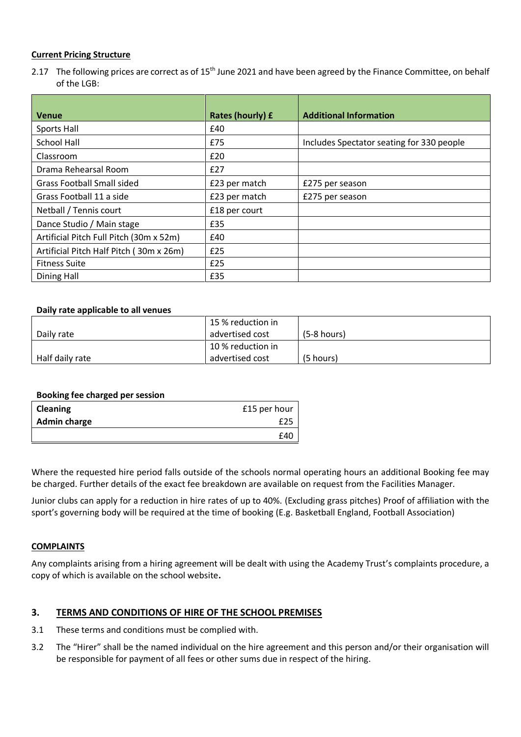**Current Pricing Structure**

2.17 The following prices are correct as of 15th June 2021 and have been agreed by the Finance Committee, on behalf of the LGB:

| Venue | Rates (hourly) £ | Additional Information |
|---|---|---|
| Sports Hall | £40 | |
| School Hall | £75 | Includes Spectator seating for 330 people |
| Classroom | £20 | |
| Drama Rehearsal Room | £27 | |
| Grass Football Small sided | £23 per match | £275 per season |
| Grass Football 11 a side | £23 per match | £275 per season |
| Netball / Tennis court | £18 per court | |
| Dance Studio / Main stage | £35 | |
| Artificial Pitch Full Pitch (30m x 52m) | £40 | |
| Artificial Pitch Half Pitch ( 30m x 26m) | £25 | |
| Fitness Suite | £25 | |
| Dining Hall | £35 | |

**Daily rate applicable to all venues**

| | | |
|---|---|---|
| Daily rate | 15 % reduction in advertised cost | (5-8 hours) |
| Half daily rate | 10 % reduction in advertised cost | (5 hours) |

**Booking fee charged per session**

| | |
|---|---|
| **Cleaning** | £15 per hour |
| **Admin charge** | £25 |
| | £40 |

Where the requested hire period falls outside of the schools normal operating hours an additional Booking fee may be charged. Further details of the exact fee breakdown are available on request from the Facilities Manager.

Junior clubs can apply for a reduction in hire rates of up to 40%. (Excluding grass pitches) Proof of affiliation with the sport's governing body will be required at the time of booking (E.g. Basketball England, Football Association)

**COMPLAINTS**

Any complaints arising from a hiring agreement will be dealt with using the Academy Trust's complaints procedure, a copy of which is available on the school website**.**

## 3. TERMS AND CONDITIONS OF HIRE OF THE SCHOOL PREMISES

3.1 These terms and conditions must be complied with.

3.2 The "Hirer" shall be the named individual on the hire agreement and this person and/or their organisation will be responsible for payment of all fees or other sums due in respect of the hiring.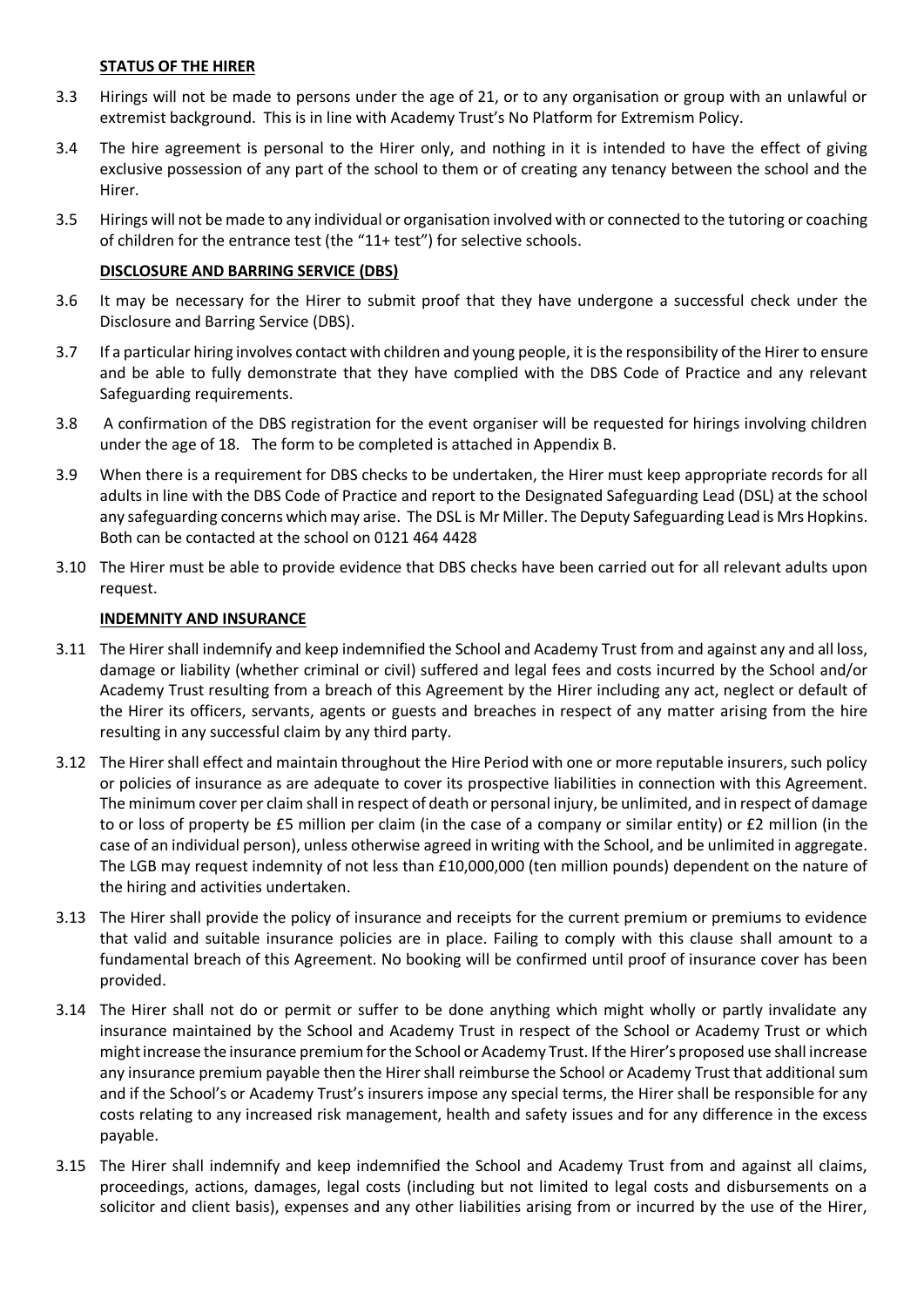**STATUS OF THE HIRER**

3.3 Hirings will not be made to persons under the age of 21, or to any organisation or group with an unlawful or extremist background. This is in line with Academy Trust's No Platform for Extremism Policy.

3.4 The hire agreement is personal to the Hirer only, and nothing in it is intended to have the effect of giving exclusive possession of any part of the school to them or of creating any tenancy between the school and the Hirer.

3.5 Hirings will not be made to any individual or organisation involved with or connected to the tutoring or coaching of children for the entrance test (the "11+ test") for selective schools.

**DISCLOSURE AND BARRING SERVICE (DBS)**

3.6 It may be necessary for the Hirer to submit proof that they have undergone a successful check under the Disclosure and Barring Service (DBS).

3.7 If a particular hiring involves contact with children and young people, it is the responsibility of the Hirer to ensure and be able to fully demonstrate that they have complied with the DBS Code of Practice and any relevant Safeguarding requirements.

3.8 A confirmation of the DBS registration for the event organiser will be requested for hirings involving children under the age of 18. The form to be completed is attached in Appendix B.

3.9 When there is a requirement for DBS checks to be undertaken, the Hirer must keep appropriate records for all adults in line with the DBS Code of Practice and report to the Designated Safeguarding Lead (DSL) at the school any safeguarding concerns which may arise. The DSL is Mr Miller. The Deputy Safeguarding Lead is Mrs Hopkins. Both can be contacted at the school on 0121 464 4428

3.10 The Hirer must be able to provide evidence that DBS checks have been carried out for all relevant adults upon request.

**INDEMNITY AND INSURANCE**

3.11 The Hirer shall indemnify and keep indemnified the School and Academy Trust from and against any and all loss, damage or liability (whether criminal or civil) suffered and legal fees and costs incurred by the School and/or Academy Trust resulting from a breach of this Agreement by the Hirer including any act, neglect or default of the Hirer its officers, servants, agents or guests and breaches in respect of any matter arising from the hire resulting in any successful claim by any third party.

3.12 The Hirer shall effect and maintain throughout the Hire Period with one or more reputable insurers, such policy or policies of insurance as are adequate to cover its prospective liabilities in connection with this Agreement. The minimum cover per claim shall in respect of death or personal injury, be unlimited, and in respect of damage to or loss of property be £5 million per claim (in the case of a company or similar entity) or £2 million (in the case of an individual person), unless otherwise agreed in writing with the School, and be unlimited in aggregate. The LGB may request indemnity of not less than £10,000,000 (ten million pounds) dependent on the nature of the hiring and activities undertaken.

3.13 The Hirer shall provide the policy of insurance and receipts for the current premium or premiums to evidence that valid and suitable insurance policies are in place. Failing to comply with this clause shall amount to a fundamental breach of this Agreement. No booking will be confirmed until proof of insurance cover has been provided.

3.14 The Hirer shall not do or permit or suffer to be done anything which might wholly or partly invalidate any insurance maintained by the School and Academy Trust in respect of the School or Academy Trust or which might increase the insurance premium for the School or Academy Trust. If the Hirer's proposed use shall increase any insurance premium payable then the Hirer shall reimburse the School or Academy Trust that additional sum and if the School's or Academy Trust's insurers impose any special terms, the Hirer shall be responsible for any costs relating to any increased risk management, health and safety issues and for any difference in the excess payable.

3.15 The Hirer shall indemnify and keep indemnified the School and Academy Trust from and against all claims, proceedings, actions, damages, legal costs (including but not limited to legal costs and disbursements on a solicitor and client basis), expenses and any other liabilities arising from or incurred by the use of the Hirer,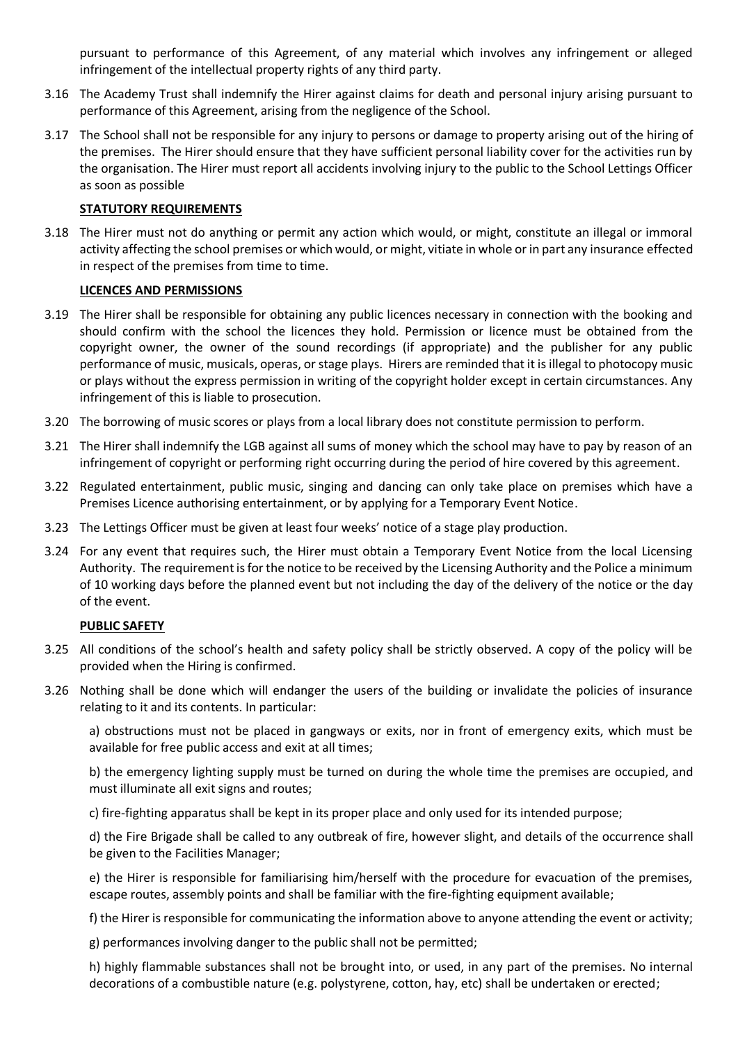pursuant to performance of this Agreement, of any material which involves any infringement or alleged infringement of the intellectual property rights of any third party.

3.16 The Academy Trust shall indemnify the Hirer against claims for death and personal injury arising pursuant to performance of this Agreement, arising from the negligence of the School.

3.17 The School shall not be responsible for any injury to persons or damage to property arising out of the hiring of the premises. The Hirer should ensure that they have sufficient personal liability cover for the activities run by the organisation. The Hirer must report all accidents involving injury to the public to the School Lettings Officer as soon as possible

**STATUTORY REQUIREMENTS**

3.18 The Hirer must not do anything or permit any action which would, or might, constitute an illegal or immoral activity affecting the school premises or which would, or might, vitiate in whole or in part any insurance effected in respect of the premises from time to time.

**LICENCES AND PERMISSIONS**

3.19 The Hirer shall be responsible for obtaining any public licences necessary in connection with the booking and should confirm with the school the licences they hold. Permission or licence must be obtained from the copyright owner, the owner of the sound recordings (if appropriate) and the publisher for any public performance of music, musicals, operas, or stage plays. Hirers are reminded that it is illegal to photocopy music or plays without the express permission in writing of the copyright holder except in certain circumstances. Any infringement of this is liable to prosecution.

3.20 The borrowing of music scores or plays from a local library does not constitute permission to perform.

3.21 The Hirer shall indemnify the LGB against all sums of money which the school may have to pay by reason of an infringement of copyright or performing right occurring during the period of hire covered by this agreement.

3.22 Regulated entertainment, public music, singing and dancing can only take place on premises which have a Premises Licence authorising entertainment, or by applying for a Temporary Event Notice.

3.23 The Lettings Officer must be given at least four weeks' notice of a stage play production.

3.24 For any event that requires such, the Hirer must obtain a Temporary Event Notice from the local Licensing Authority. The requirement is for the notice to be received by the Licensing Authority and the Police a minimum of 10 working days before the planned event but not including the day of the delivery of the notice or the day of the event.

**PUBLIC SAFETY**

3.25 All conditions of the school's health and safety policy shall be strictly observed. A copy of the policy will be provided when the Hiring is confirmed.

3.26 Nothing shall be done which will endanger the users of the building or invalidate the policies of insurance relating to it and its contents. In particular:

a) obstructions must not be placed in gangways or exits, nor in front of emergency exits, which must be available for free public access and exit at all times;

b) the emergency lighting supply must be turned on during the whole time the premises are occupied, and must illuminate all exit signs and routes;

c) fire-fighting apparatus shall be kept in its proper place and only used for its intended purpose;

d) the Fire Brigade shall be called to any outbreak of fire, however slight, and details of the occurrence shall be given to the Facilities Manager;

e) the Hirer is responsible for familiarising him/herself with the procedure for evacuation of the premises, escape routes, assembly points and shall be familiar with the fire-fighting equipment available;

f) the Hirer is responsible for communicating the information above to anyone attending the event or activity;

g) performances involving danger to the public shall not be permitted;

h) highly flammable substances shall not be brought into, or used, in any part of the premises. No internal decorations of a combustible nature (e.g. polystyrene, cotton, hay, etc) shall be undertaken or erected;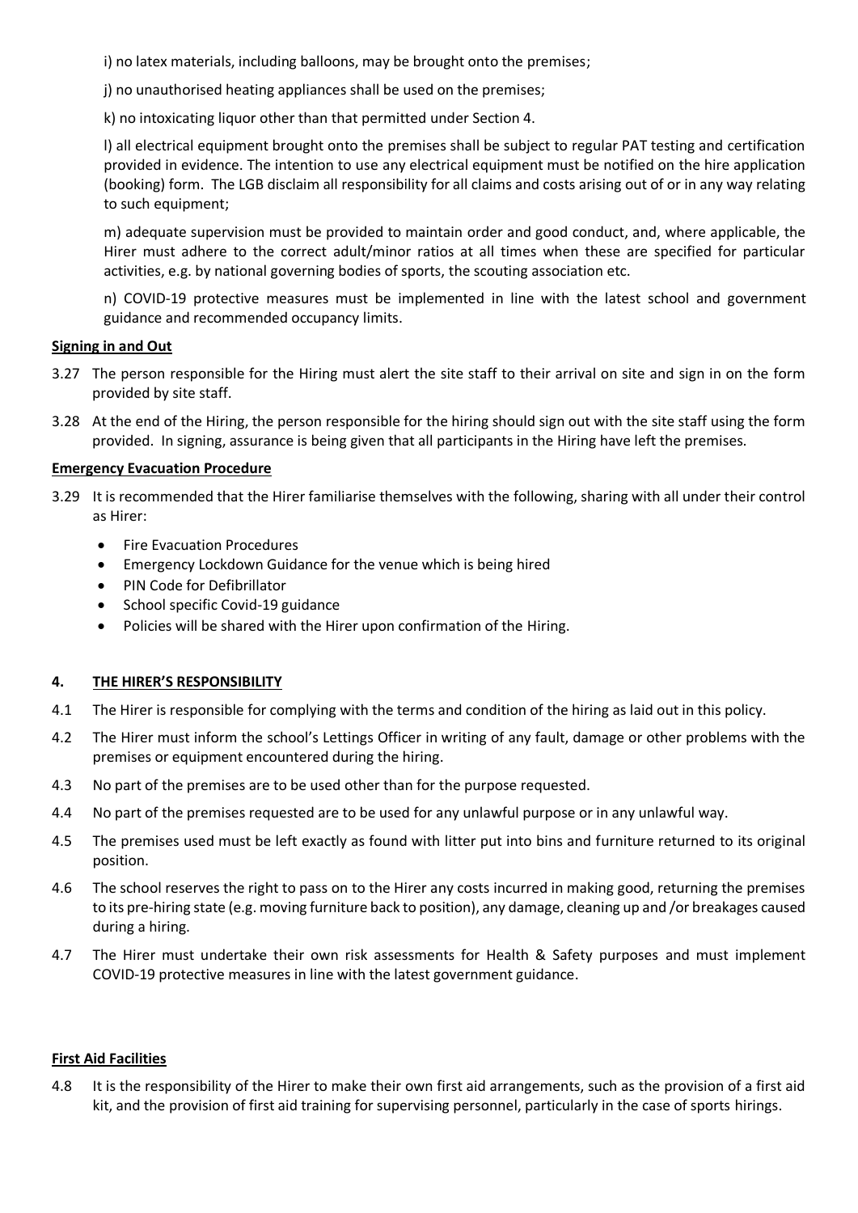i) no latex materials, including balloons, may be brought onto the premises;

j) no unauthorised heating appliances shall be used on the premises;

k) no intoxicating liquor other than that permitted under Section 4.

l) all electrical equipment brought onto the premises shall be subject to regular PAT testing and certification provided in evidence. The intention to use any electrical equipment must be notified on the hire application (booking) form. The LGB disclaim all responsibility for all claims and costs arising out of or in any way relating to such equipment;

m) adequate supervision must be provided to maintain order and good conduct, and, where applicable, the Hirer must adhere to the correct adult/minor ratios at all times when these are specified for particular activities, e.g. by national governing bodies of sports, the scouting association etc.

n) COVID-19 protective measures must be implemented in line with the latest school and government guidance and recommended occupancy limits.

**Signing in and Out**

3.27 The person responsible for the Hiring must alert the site staff to their arrival on site and sign in on the form provided by site staff.

3.28 At the end of the Hiring, the person responsible for the hiring should sign out with the site staff using the form provided. In signing, assurance is being given that all participants in the Hiring have left the premises.

**Emergency Evacuation Procedure**

3.29 It is recommended that the Hirer familiarise themselves with the following, sharing with all under their control as Hirer:

- Fire Evacuation Procedures
- Emergency Lockdown Guidance for the venue which is being hired
- PIN Code for Defibrillator
- School specific Covid-19 guidance
- Policies will be shared with the Hirer upon confirmation of the Hiring.

## 4. THE HIRER'S RESPONSIBILITY

4.1 The Hirer is responsible for complying with the terms and condition of the hiring as laid out in this policy.

4.2 The Hirer must inform the school's Lettings Officer in writing of any fault, damage or other problems with the premises or equipment encountered during the hiring.

4.3 No part of the premises are to be used other than for the purpose requested.

4.4 No part of the premises requested are to be used for any unlawful purpose or in any unlawful way.

4.5 The premises used must be left exactly as found with litter put into bins and furniture returned to its original position.

4.6 The school reserves the right to pass on to the Hirer any costs incurred in making good, returning the premises to its pre-hiring state (e.g. moving furniture back to position), any damage, cleaning up and /or breakages caused during a hiring.

4.7 The Hirer must undertake their own risk assessments for Health & Safety purposes and must implement COVID-19 protective measures in line with the latest government guidance.

**First Aid Facilities**

4.8 It is the responsibility of the Hirer to make their own first aid arrangements, such as the provision of a first aid kit, and the provision of first aid training for supervising personnel, particularly in the case of sports hirings.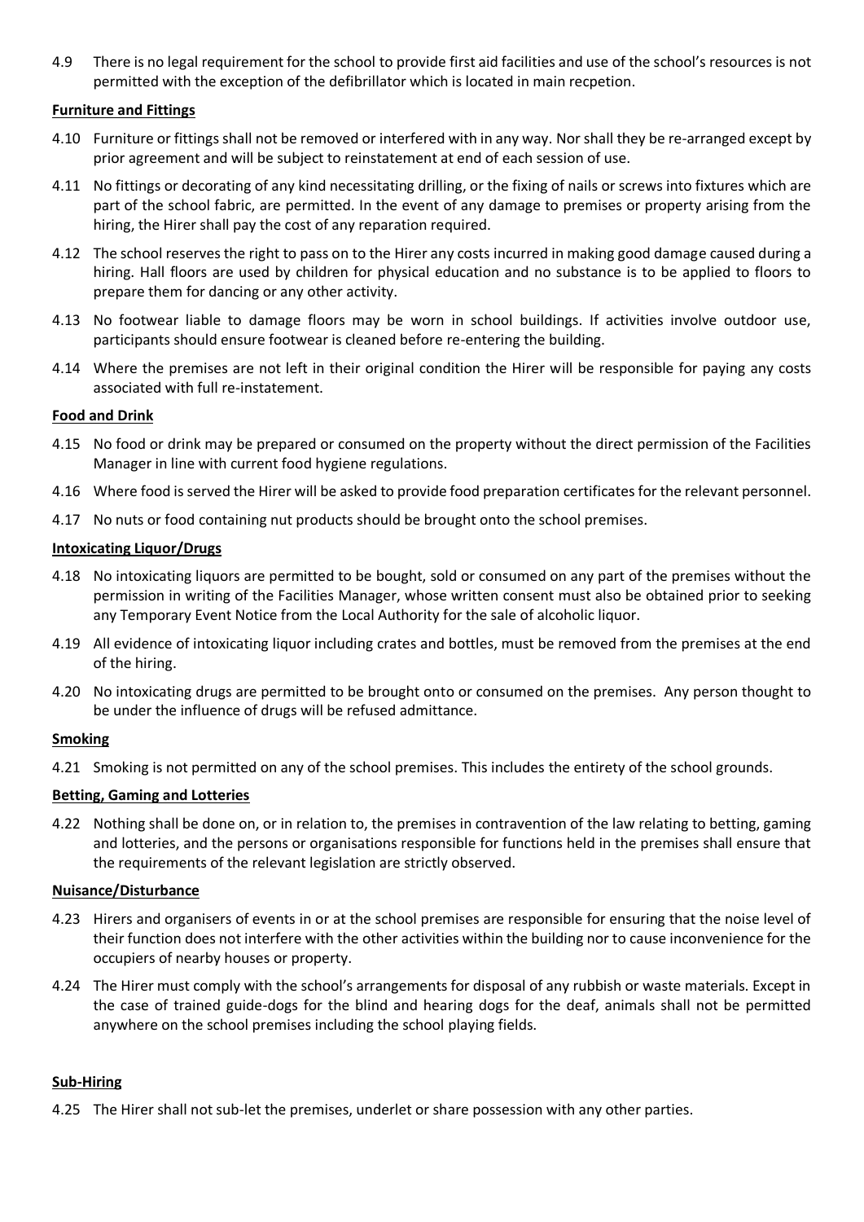4.9 There is no legal requirement for the school to provide first aid facilities and use of the school's resources is not permitted with the exception of the defibrillator which is located in main recpetion.

**Furniture and Fittings**

4.10 Furniture or fittings shall not be removed or interfered with in any way. Nor shall they be re-arranged except by prior agreement and will be subject to reinstatement at end of each session of use.

4.11 No fittings or decorating of any kind necessitating drilling, or the fixing of nails or screws into fixtures which are part of the school fabric, are permitted. In the event of any damage to premises or property arising from the hiring, the Hirer shall pay the cost of any reparation required.

4.12 The school reserves the right to pass on to the Hirer any costs incurred in making good damage caused during a hiring. Hall floors are used by children for physical education and no substance is to be applied to floors to prepare them for dancing or any other activity.

4.13 No footwear liable to damage floors may be worn in school buildings. If activities involve outdoor use, participants should ensure footwear is cleaned before re-entering the building.

4.14 Where the premises are not left in their original condition the Hirer will be responsible for paying any costs associated with full re-instatement.

**Food and Drink**

4.15 No food or drink may be prepared or consumed on the property without the direct permission of the Facilities Manager in line with current food hygiene regulations.

4.16 Where food is served the Hirer will be asked to provide food preparation certificates for the relevant personnel.

4.17 No nuts or food containing nut products should be brought onto the school premises.

**Intoxicating Liquor/Drugs**

4.18 No intoxicating liquors are permitted to be bought, sold or consumed on any part of the premises without the permission in writing of the Facilities Manager, whose written consent must also be obtained prior to seeking any Temporary Event Notice from the Local Authority for the sale of alcoholic liquor.

4.19 All evidence of intoxicating liquor including crates and bottles, must be removed from the premises at the end of the hiring.

4.20 No intoxicating drugs are permitted to be brought onto or consumed on the premises. Any person thought to be under the influence of drugs will be refused admittance.

**Smoking**

4.21 Smoking is not permitted on any of the school premises. This includes the entirety of the school grounds.

**Betting, Gaming and Lotteries**

4.22 Nothing shall be done on, or in relation to, the premises in contravention of the law relating to betting, gaming and lotteries, and the persons or organisations responsible for functions held in the premises shall ensure that the requirements of the relevant legislation are strictly observed.

**Nuisance/Disturbance**

4.23 Hirers and organisers of events in or at the school premises are responsible for ensuring that the noise level of their function does not interfere with the other activities within the building nor to cause inconvenience for the occupiers of nearby houses or property.

4.24 The Hirer must comply with the school's arrangements for disposal of any rubbish or waste materials. Except in the case of trained guide-dogs for the blind and hearing dogs for the deaf, animals shall not be permitted anywhere on the school premises including the school playing fields.

**Sub-Hiring**

4.25 The Hirer shall not sub-let the premises, underlet or share possession with any other parties.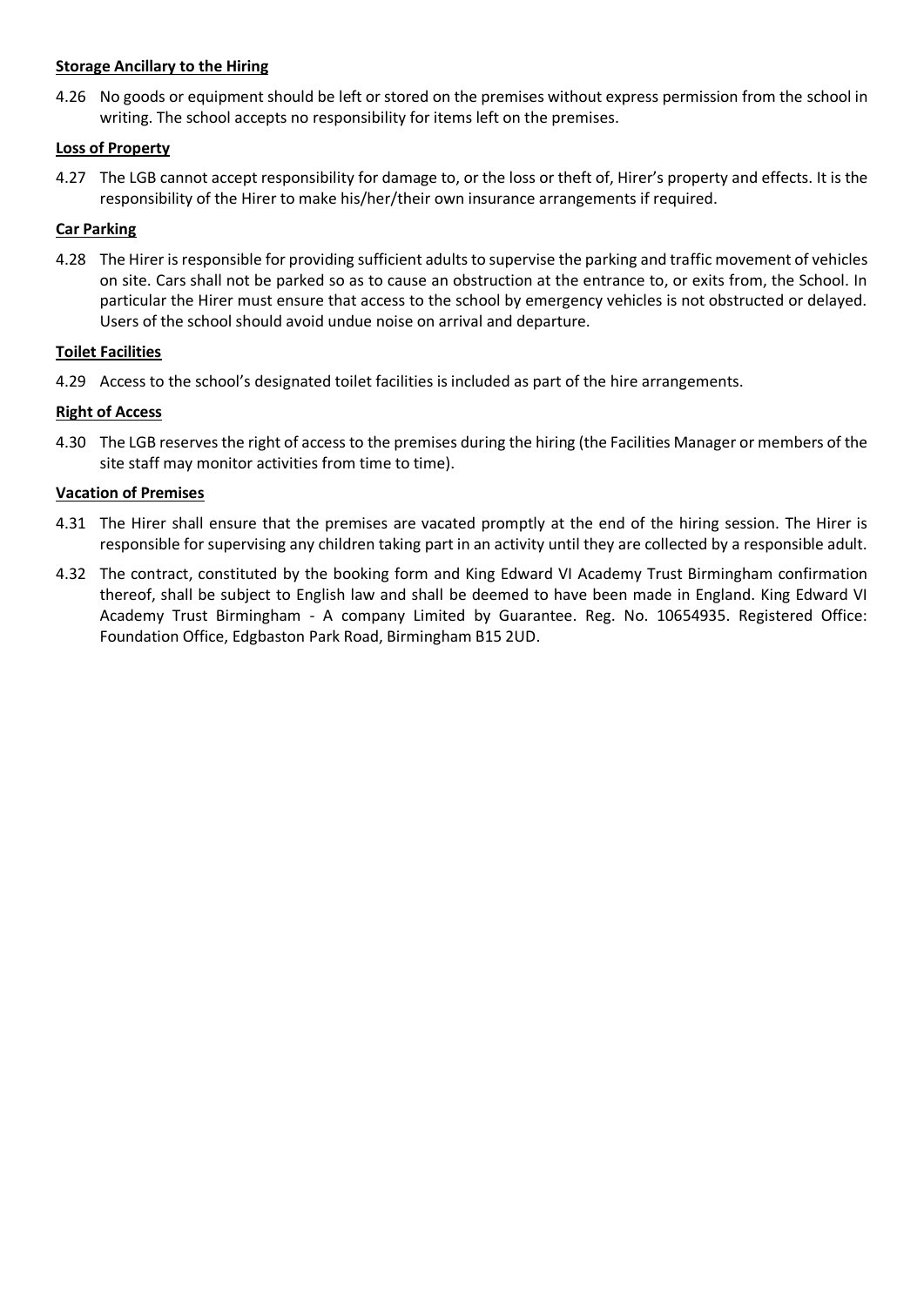**Storage Ancillary to the Hiring**

4.26 No goods or equipment should be left or stored on the premises without express permission from the school in writing. The school accepts no responsibility for items left on the premises.

**Loss of Property**

4.27 The LGB cannot accept responsibility for damage to, or the loss or theft of, Hirer's property and effects. It is the responsibility of the Hirer to make his/her/their own insurance arrangements if required.

**Car Parking**

4.28 The Hirer is responsible for providing sufficient adults to supervise the parking and traffic movement of vehicles on site. Cars shall not be parked so as to cause an obstruction at the entrance to, or exits from, the School. In particular the Hirer must ensure that access to the school by emergency vehicles is not obstructed or delayed. Users of the school should avoid undue noise on arrival and departure.

**Toilet Facilities**

4.29 Access to the school's designated toilet facilities is included as part of the hire arrangements.

**Right of Access**

4.30 The LGB reserves the right of access to the premises during the hiring (the Facilities Manager or members of the site staff may monitor activities from time to time).

**Vacation of Premises**

4.31 The Hirer shall ensure that the premises are vacated promptly at the end of the hiring session. The Hirer is responsible for supervising any children taking part in an activity until they are collected by a responsible adult.

4.32 The contract, constituted by the booking form and King Edward VI Academy Trust Birmingham confirmation thereof, shall be subject to English law and shall be deemed to have been made in England. King Edward VI Academy Trust Birmingham - A company Limited by Guarantee. Reg. No. 10654935. Registered Office: Foundation Office, Edgbaston Park Road, Birmingham B15 2UD.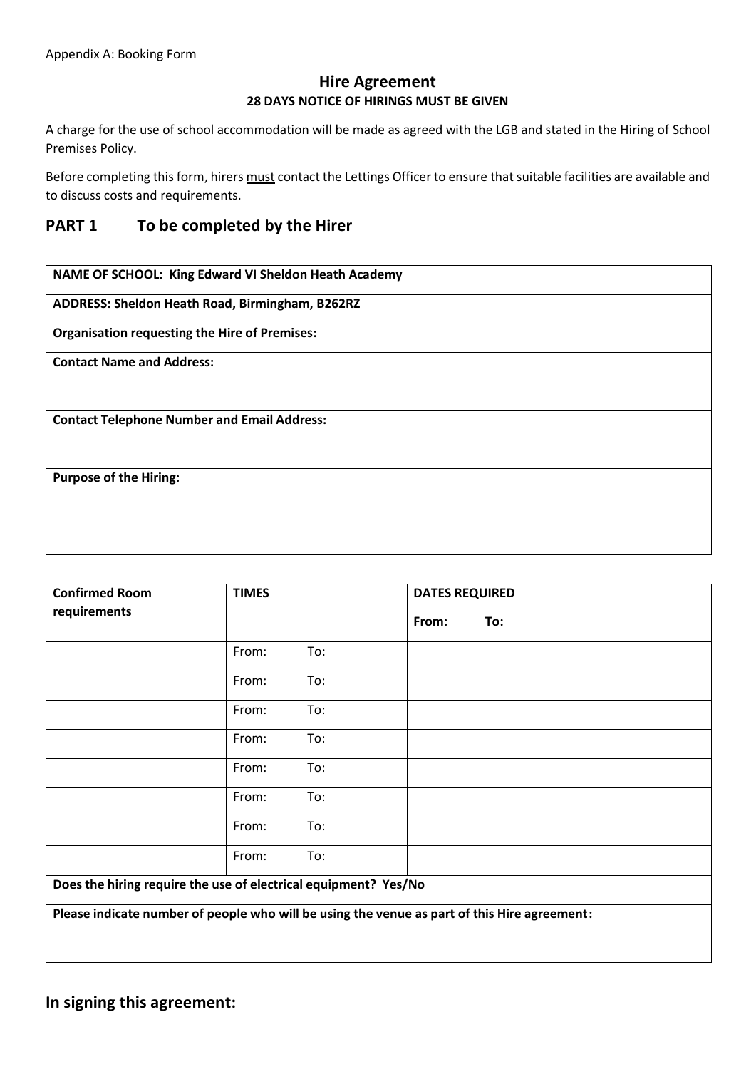Appendix A: Booking Form

## Hire Agreement

**28 DAYS NOTICE OF HIRINGS MUST BE GIVEN**

A charge for the use of school accommodation will be made as agreed with the LGB and stated in the Hiring of School Premises Policy.

Before completing this form, hirers must contact the Lettings Officer to ensure that suitable facilities are available and to discuss costs and requirements.

## PART 1 To be completed by the Hirer

| **NAME OF SCHOOL: King Edward VI Sheldon Heath Academy** |
|---|
| **ADDRESS: Sheldon Heath Road, Birmingham, B262RZ** |
| **Organisation requesting the Hire of Premises:** |
| **Contact Name and Address:** |
| **Contact Telephone Number and Email Address:** |
| **Purpose of the Hiring:** |

| **Confirmed Room requirements** | **TIMES** | **DATES REQUIRED** From: To: |
|---|---|---|
| | From: To: | |
| | From: To: | |
| | From: To: | |
| | From: To: | |
| | From: To: | |
| | From: To: | |
| | From: To: | |
| | From: To: | |
| **Does the hiring require the use of electrical equipment? Yes/No** | | |
| **Please indicate number of people who will be using the venue as part of this Hire agreement:** | | |

## In signing this agreement: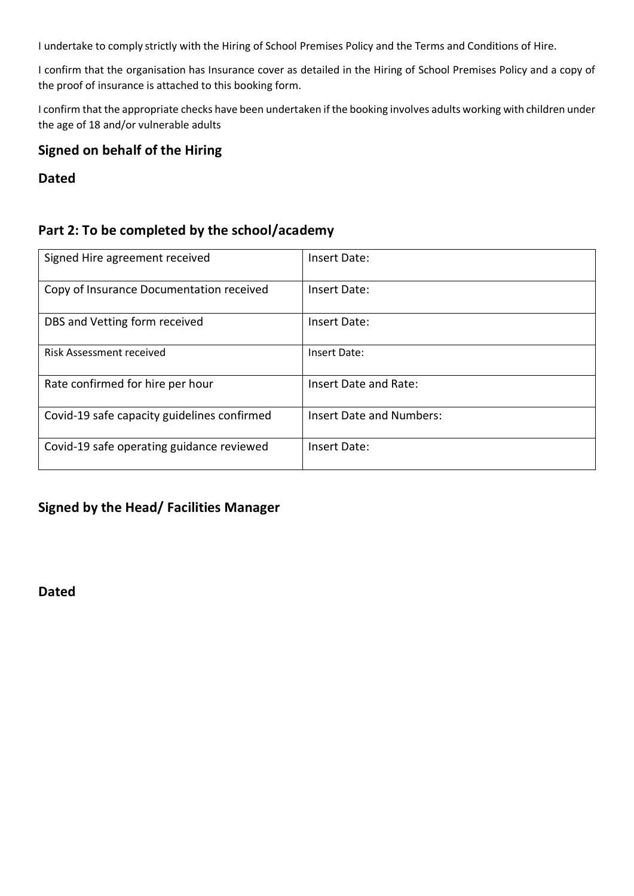I undertake to comply strictly with the Hiring of School Premises Policy and the Terms and Conditions of Hire.

I confirm that the organisation has Insurance cover as detailed in the Hiring of School Premises Policy and a copy of the proof of insurance is attached to this booking form.

I confirm that the appropriate checks have been undertaken if the booking involves adults working with children under the age of 18 and/or vulnerable adults

## Signed on behalf of the Hiring

## Dated

## Part 2: To be completed by the school/academy

| Signed Hire agreement received | Insert Date: |
|---|---|
| Copy of Insurance Documentation received | Insert Date: |
| DBS and Vetting form received | Insert Date: |
| Risk Assessment received | Insert Date: |
| Rate confirmed for hire per hour | Insert Date and Rate: |
| Covid-19 safe capacity guidelines confirmed | Insert Date and Numbers: |
| Covid-19 safe operating guidance reviewed | Insert Date: |

## Signed by the Head/ Facilities Manager

## Dated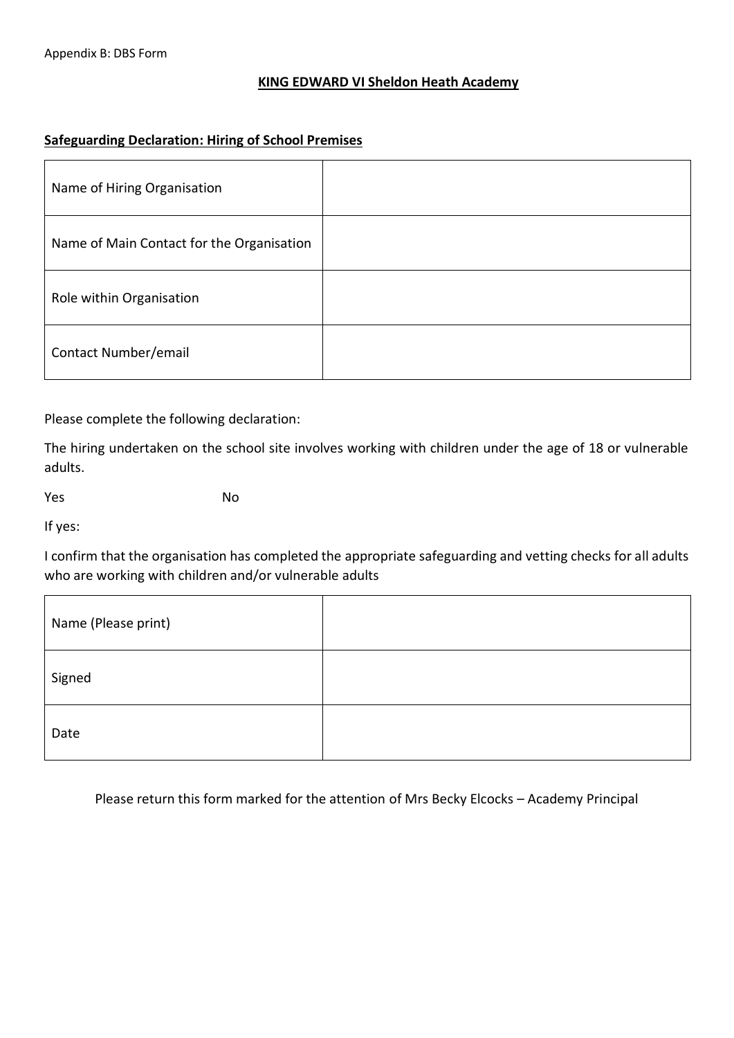Appendix B: DBS Form

**KING EDWARD VI Sheldon Heath Academy**

**Safeguarding Declaration: Hiring of School Premises**

| | |
|---|---|
| Name of Hiring Organisation | |
| Name of Main Contact for the Organisation | |
| Role within Organisation | |
| Contact Number/email | |

Please complete the following declaration:

The hiring undertaken on the school site involves working with children under the age of 18 or vulnerable adults.

Yes No

If yes:

I confirm that the organisation has completed the appropriate safeguarding and vetting checks for all adults who are working with children and/or vulnerable adults

| | |
|---|---|
| Name (Please print) | |
| Signed | |
| Date | |

Please return this form marked for the attention of Mrs Becky Elcocks – Academy Principal